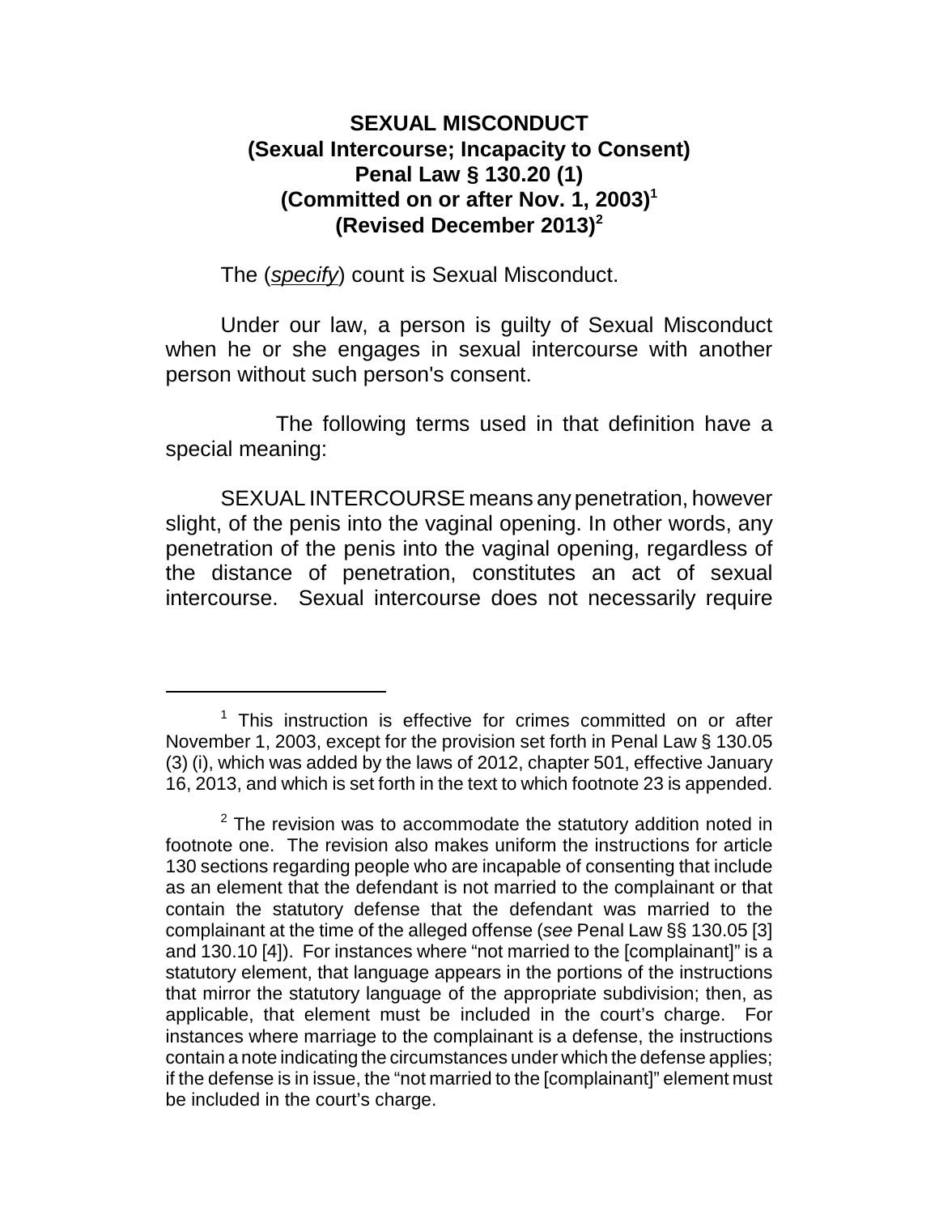# SEXUAL MISCONDUCT
## (Sexual Intercourse; Incapacity to Consent)
## Penal Law § 130.20 (1)
## (Committed on or after Nov. 1, 2003)[1]
## (Revised December 2013)[2]

The (*specify*) count is Sexual Misconduct.

Under our law, a person is guilty of Sexual Misconduct when he or she engages in sexual intercourse with another person without such person's consent.

The following terms used in that definition have a special meaning:

SEXUAL INTERCOURSE means any penetration, however slight, of the penis into the vaginal opening. In other words, any penetration of the penis into the vaginal opening, regardless of the distance of penetration, constitutes an act of sexual intercourse. Sexual intercourse does not necessarily require

---

[1] This instruction is effective for crimes committed on or after November 1, 2003, except for the provision set forth in Penal Law § 130.05 (3) (i), which was added by the laws of 2012, chapter 501, effective January 16, 2013, and which is set forth in the text to which footnote 23 is appended.

[2] The revision was to accommodate the statutory addition noted in footnote one. The revision also makes uniform the instructions for article 130 sections regarding people who are incapable of consenting that include as an element that the defendant is not married to the complainant or that contain the statutory defense that the defendant was married to the complainant at the time of the alleged offense (*see* Penal Law §§ 130.05 [3] and 130.10 [4]). For instances where "not married to the [complainant]" is a statutory element, that language appears in the portions of the instructions that mirror the statutory language of the appropriate subdivision; then, as applicable, that element must be included in the court's charge. For instances where marriage to the complainant is a defense, the instructions contain a note indicating the circumstances under which the defense applies; if the defense is in issue, the "not married to the [complainant]" element must be included in the court's charge.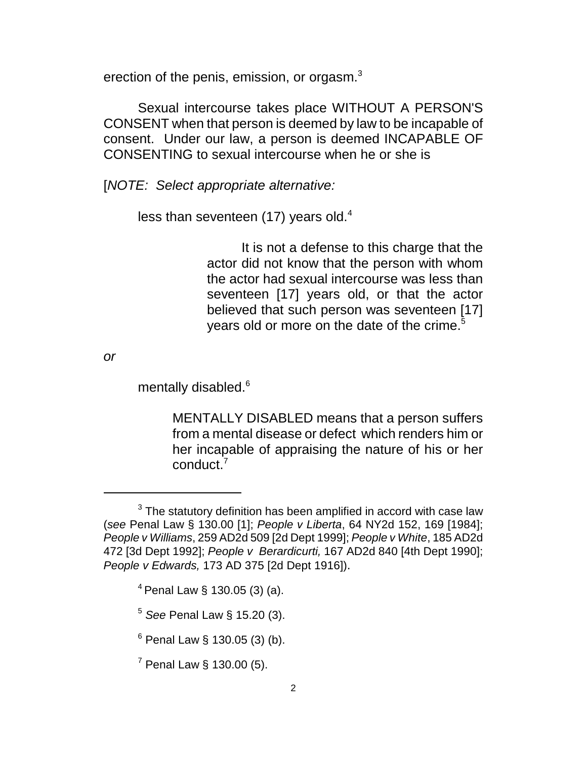erection of the penis, emission, or orgasm.[3]

Sexual intercourse takes place WITHOUT A PERSON'S CONSENT when that person is deemed by law to be incapable of consent. Under our law, a person is deemed INCAPABLE OF CONSENTING to sexual intercourse when he or she is

[*NOTE: Select appropriate alternative:*

less than seventeen (17) years old.[4]

> It is not a defense to this charge that the actor did not know that the person with whom the actor had sexual intercourse was less than seventeen [17] years old, or that the actor believed that such person was seventeen [17] years old or more on the date of the crime.[5]

*or*

mentally disabled.[6]

> MENTALLY DISABLED means that a person suffers from a mental disease or defect which renders him or her incapable of appraising the nature of his or her conduct.[7]

---

[3] The statutory definition has been amplified in accord with case law (*see* Penal Law § 130.00 [1]; *People v Liberta*, 64 NY2d 152, 169 [1984]; *People v Williams*, 259 AD2d 509 [2d Dept 1999]; *People v White*, 185 AD2d 472 [3d Dept 1992]; *People v Berardicurti,* 167 AD2d 840 [4th Dept 1990]; *People v Edwards,* 173 AD 375 [2d Dept 1916]).

[4] Penal Law § 130.05 (3) (a).

[5] *See* Penal Law § 15.20 (3).

[6] Penal Law § 130.05 (3) (b).

[7] Penal Law § 130.00 (5).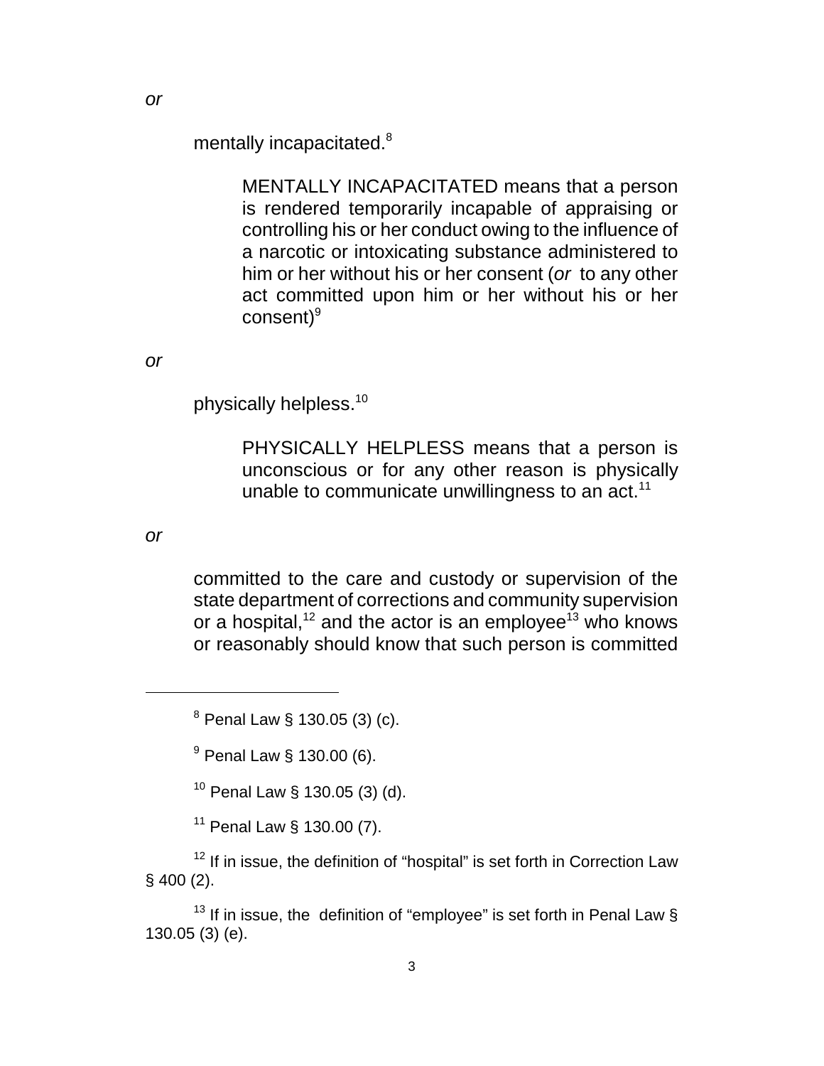*or*

mentally incapacitated.[8]

> MENTALLY INCAPACITATED means that a person is rendered temporarily incapable of appraising or controlling his or her conduct owing to the influence of a narcotic or intoxicating substance administered to him or her without his or her consent (*or* to any other act committed upon him or her without his or her consent)[9]

*or*

physically helpless.[10]

> PHYSICALLY HELPLESS means that a person is unconscious or for any other reason is physically unable to communicate unwillingness to an act.[11]

*or*

committed to the care and custody or supervision of the state department of corrections and community supervision or a hospital,[12] and the actor is an employee[13] who knows or reasonably should know that such person is committed

---

[8] Penal Law § 130.05 (3) (c).

[9] Penal Law § 130.00 (6).

[10] Penal Law § 130.05 (3) (d).

[11] Penal Law § 130.00 (7).

[12] If in issue, the definition of "hospital" is set forth in Correction Law § 400 (2).

[13] If in issue, the definition of "employee" is set forth in Penal Law § 130.05 (3) (e).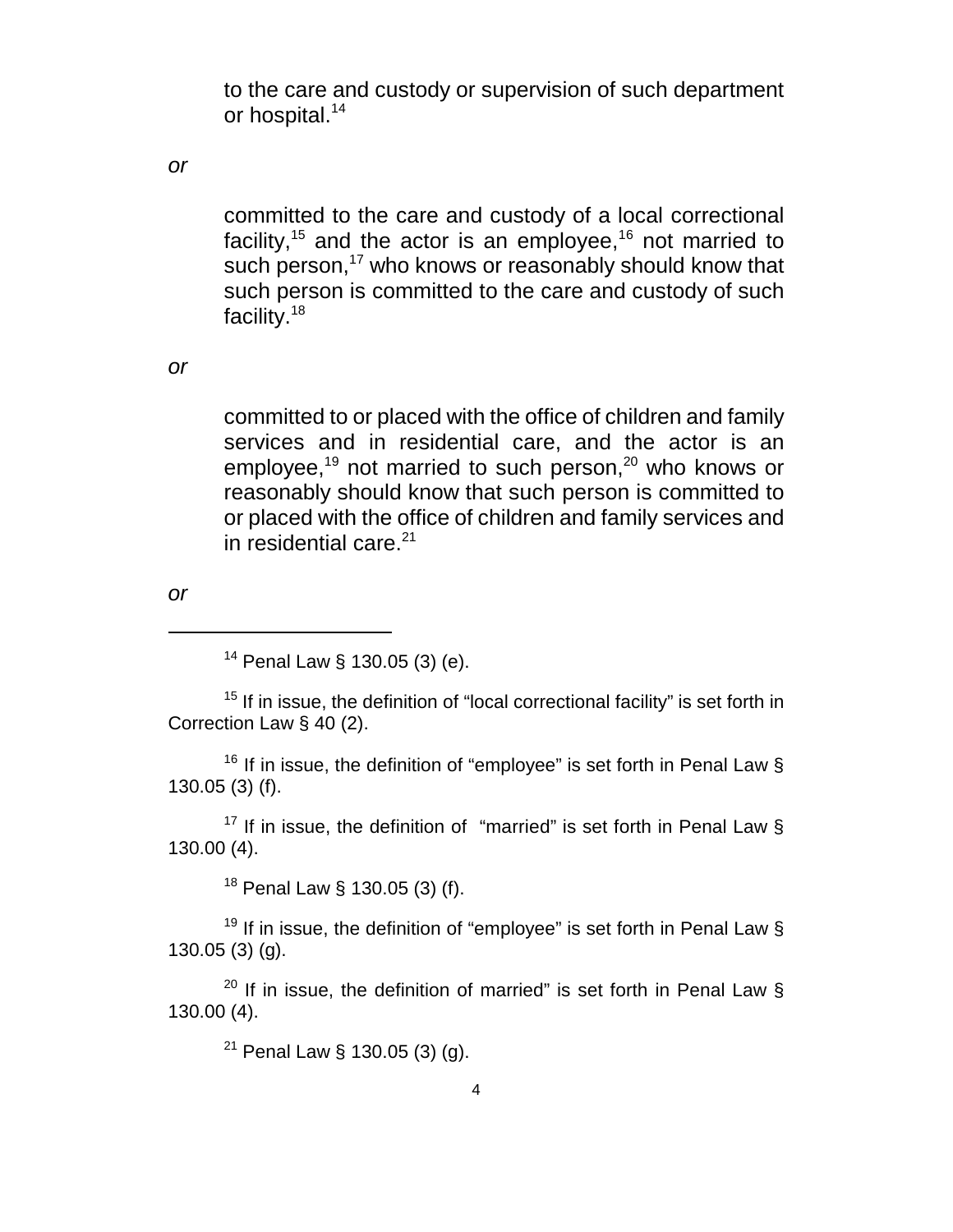to the care and custody or supervision of such department or hospital.[14]

*or*

committed to the care and custody of a local correctional facility,[15] and the actor is an employee,[16] not married to such person,[17] who knows or reasonably should know that such person is committed to the care and custody of such facility.[18]

*or*

committed to or placed with the office of children and family services and in residential care, and the actor is an employee,[19] not married to such person,[20] who knows or reasonably should know that such person is committed to or placed with the office of children and family services and in residential care.[21]

*or*

---

[14] Penal Law § 130.05 (3) (e).

[15] If in issue, the definition of "local correctional facility" is set forth in Correction Law § 40 (2).

[16] If in issue, the definition of "employee" is set forth in Penal Law § 130.05 (3) (f).

[17] If in issue, the definition of "married" is set forth in Penal Law § 130.00 (4).

[18] Penal Law § 130.05 (3) (f).

[19] If in issue, the definition of "employee" is set forth in Penal Law § 130.05 (3) (g).

[20] If in issue, the definition of married" is set forth in Penal Law § 130.00 (4).

[21] Penal Law § 130.05 (3) (g).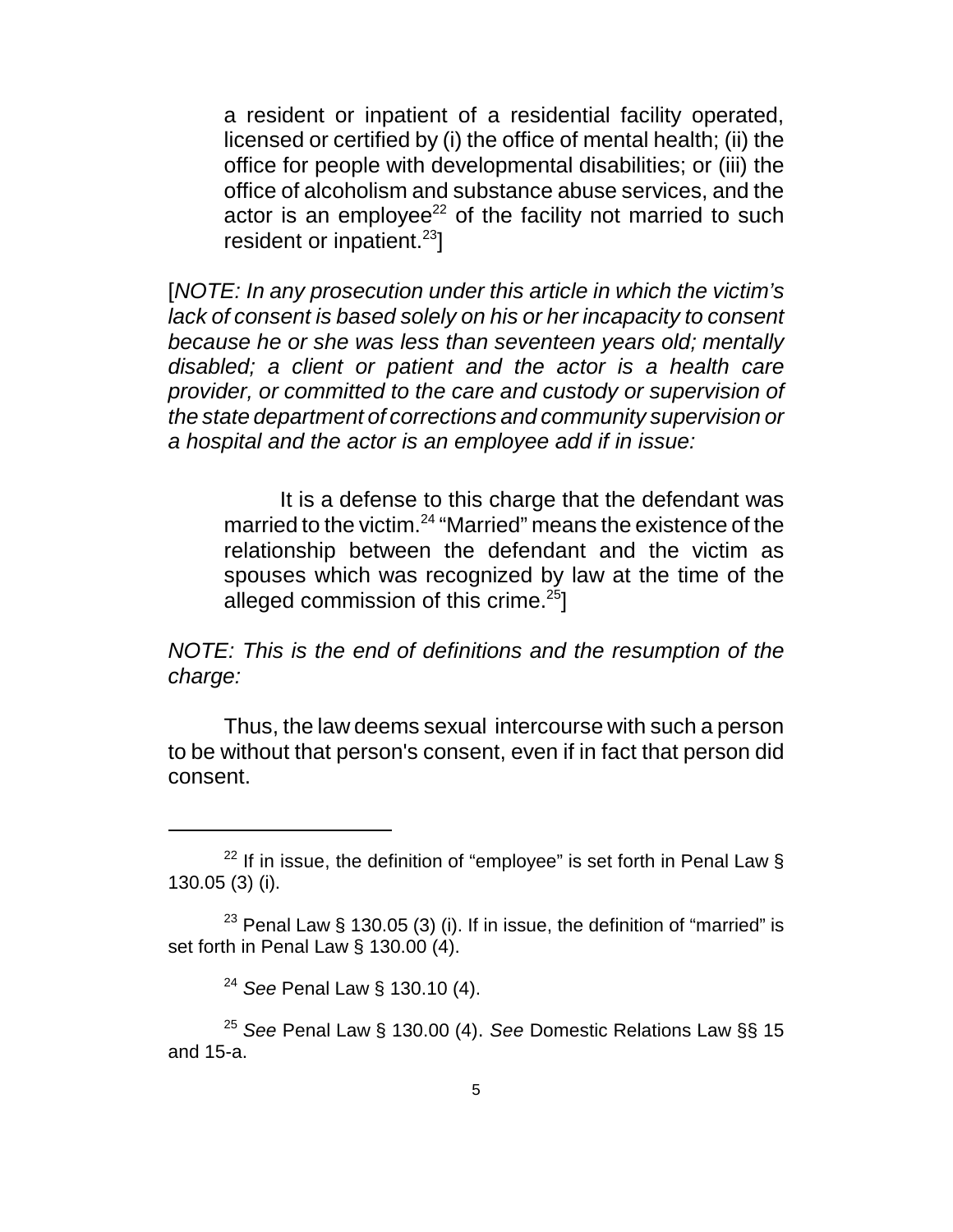a resident or inpatient of a residential facility operated, licensed or certified by (i) the office of mental health; (ii) the office for people with developmental disabilities; or (iii) the office of alcoholism and substance abuse services, and the actor is an employee[22] of the facility not married to such resident or inpatient.[23]]

[*NOTE: In any prosecution under this article in which the victim's lack of consent is based solely on his or her incapacity to consent because he or she was less than seventeen years old; mentally disabled; a client or patient and the actor is a health care provider, or committed to the care and custody or supervision of the state department of corrections and community supervision or a hospital and the actor is an employee add if in issue:*

It is a defense to this charge that the defendant was married to the victim.[24] "Married" means the existence of the relationship between the defendant and the victim as spouses which was recognized by law at the time of the alleged commission of this crime.[25]]

*NOTE: This is the end of definitions and the resumption of the charge:*

Thus, the law deems sexual intercourse with such a person to be without that person's consent, even if in fact that person did consent.

---

[22] If in issue, the definition of "employee" is set forth in Penal Law § 130.05 (3) (i).

[23] Penal Law § 130.05 (3) (i). If in issue, the definition of "married" is set forth in Penal Law § 130.00 (4).

[24] *See* Penal Law § 130.10 (4).

[25] *See* Penal Law § 130.00 (4). *See* Domestic Relations Law §§ 15 and 15-a.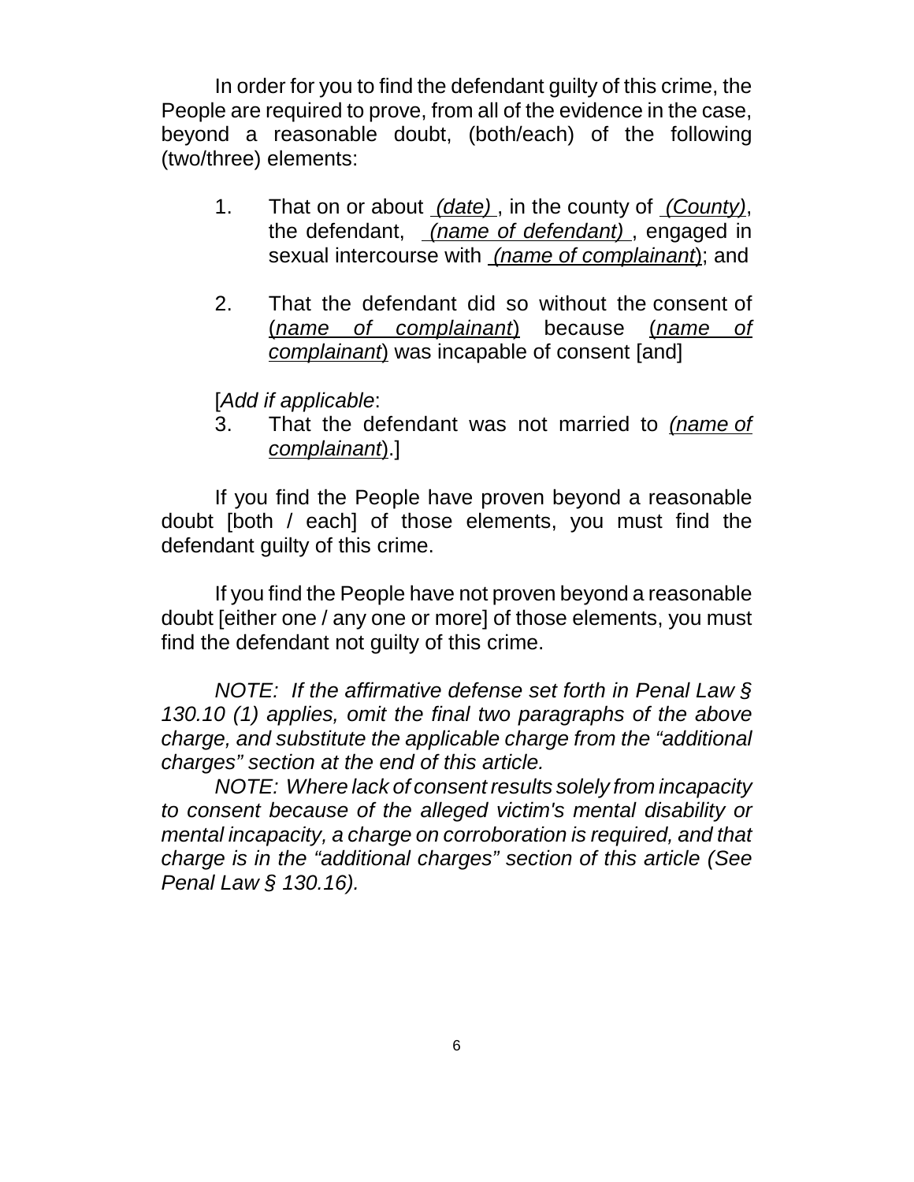In order for you to find the defendant guilty of this crime, the People are required to prove, from all of the evidence in the case, beyond a reasonable doubt, (both/each) of the following (two/three) elements:

1. That on or about *(date)*, in the county of *(County)*, the defendant, *(name of defendant)*, engaged in sexual intercourse with *(name of complainant)*; and

2. That the defendant did so without the consent of (*name of complainant*) because (*name of complainant*) was incapable of consent [and]

[*Add if applicable*:

3. That the defendant was not married to *(name of complainant)*.]

If you find the People have proven beyond a reasonable doubt [both / each] of those elements, you must find the defendant guilty of this crime.

If you find the People have not proven beyond a reasonable doubt [either one / any one or more] of those elements, you must find the defendant not guilty of this crime.

*NOTE: If the affirmative defense set forth in Penal Law § 130.10 (1) applies, omit the final two paragraphs of the above charge, and substitute the applicable charge from the "additional charges" section at the end of this article.*

*NOTE: Where lack of consent results solely from incapacity to consent because of the alleged victim's mental disability or mental incapacity, a charge on corroboration is required, and that charge is in the "additional charges" section of this article (See Penal Law § 130.16).*